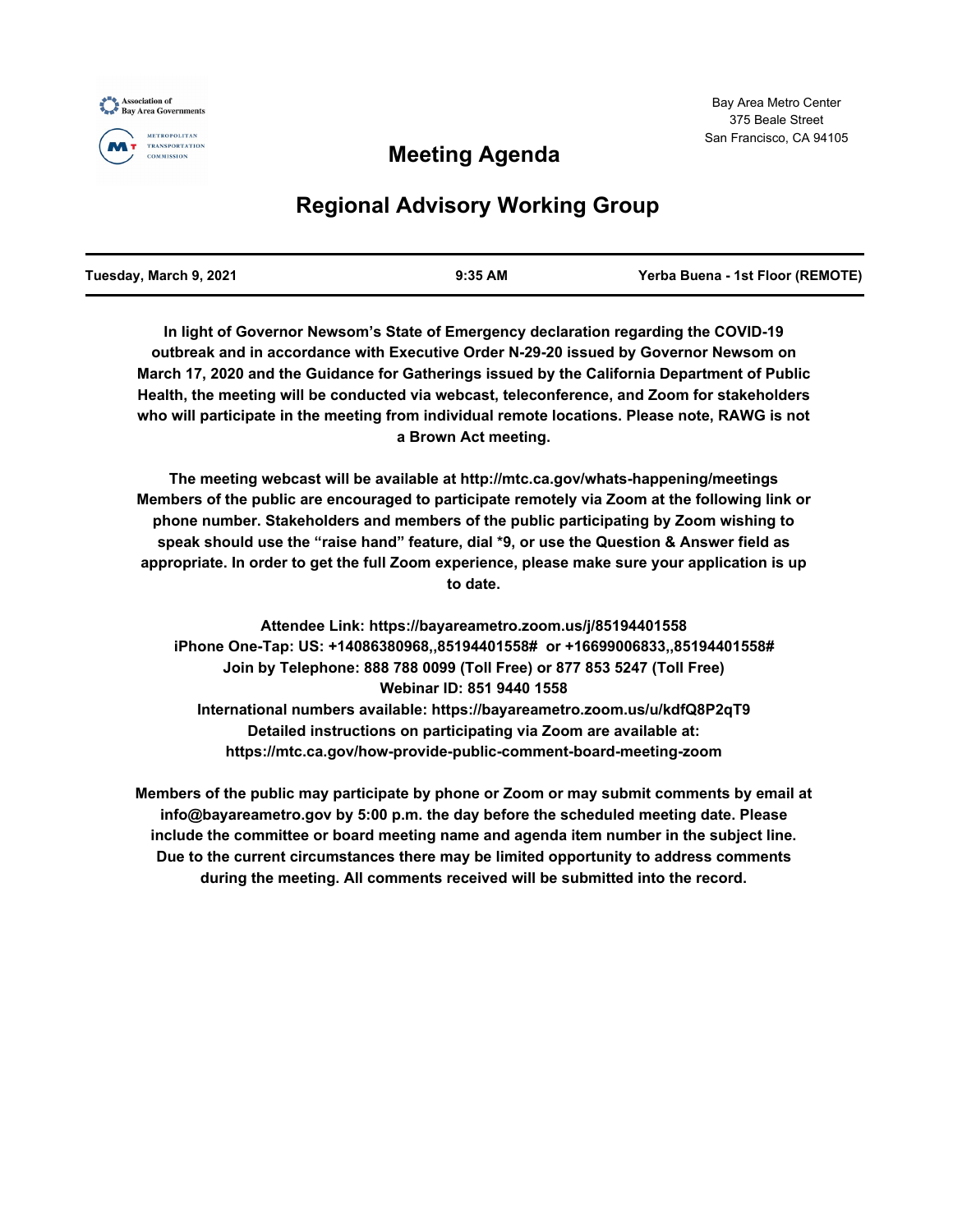Association of Bay Area Governments

Metropolitan Transportation Commission

Bay Area Metro Center
375 Beale Street
San Francisco, CA 94105

# Meeting Agenda

## Regional Advisory Working Group

| Tuesday, March 9, 2021 | 9:35 AM | Yerba Buena - 1st Floor (REMOTE) |
|---|---|---|

**In light of Governor Newsom's State of Emergency declaration regarding the COVID-19 outbreak and in accordance with Executive Order N-29-20 issued by Governor Newsom on March 17, 2020 and the Guidance for Gatherings issued by the California Department of Public Health, the meeting will be conducted via webcast, teleconference, and Zoom for stakeholders who will participate in the meeting from individual remote locations. Please note, RAWG is not a Brown Act meeting.**

**The meeting webcast will be available at http://mtc.ca.gov/whats-happening/meetings Members of the public are encouraged to participate remotely via Zoom at the following link or phone number. Stakeholders and members of the public participating by Zoom wishing to speak should use the "raise hand" feature, dial *9, or use the Question & Answer field as appropriate. In order to get the full Zoom experience, please make sure your application is up to date.**

**Attendee Link: https://bayareametro.zoom.us/j/85194401558**
**iPhone One-Tap: US: +14086380968,,85194401558# or +16699006833,,85194401558#**
**Join by Telephone: 888 788 0099 (Toll Free) or 877 853 5247 (Toll Free)**
**Webinar ID: 851 9440 1558**
**International numbers available: https://bayareametro.zoom.us/u/kdfQ8P2qT9**
**Detailed instructions on participating via Zoom are available at: https://mtc.ca.gov/how-provide-public-comment-board-meeting-zoom**

**Members of the public may participate by phone or Zoom or may submit comments by email at info@bayareametro.gov by 5:00 p.m. the day before the scheduled meeting date. Please include the committee or board meeting name and agenda item number in the subject line. Due to the current circumstances there may be limited opportunity to address comments during the meeting. All comments received will be submitted into the record.**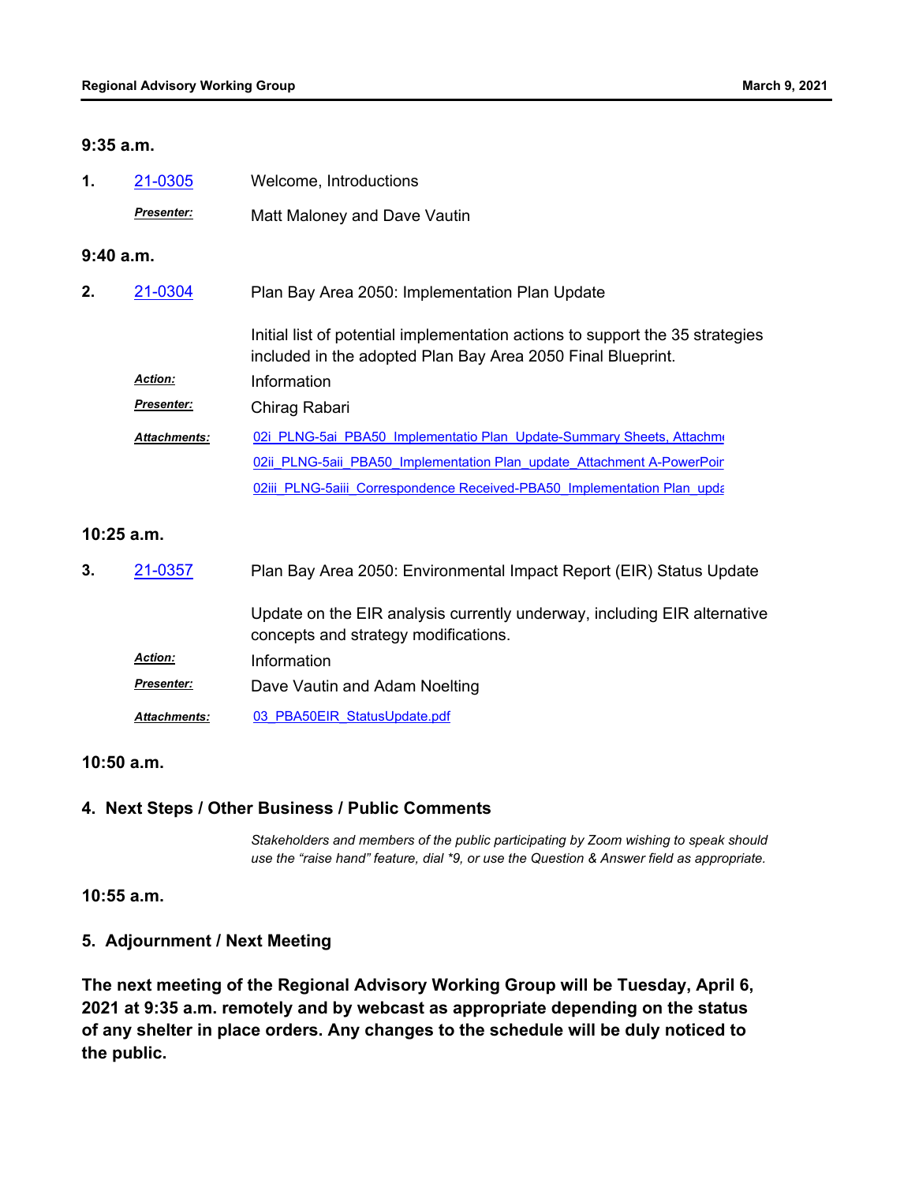**9:35 a.m.**

**1.** 21-0305 Welcome, Introductions

***Presenter:*** Matt Maloney and Dave Vautin

**9:40 a.m.**

**2.** 21-0304 Plan Bay Area 2050: Implementation Plan Update

Initial list of potential implementation actions to support the 35 strategies included in the adopted Plan Bay Area 2050 Final Blueprint.

***Action:*** Information

***Presenter:*** Chirag Rabari

***Attachments:*** 02i_PLNG-5ai_PBA50_Implementatio Plan_Update-Summary Sheets, Attachm
02ii_PLNG-5aii_PBA50_Implementation Plan_update_Attachment A-PowerPoir
02iii_PLNG-5aiii_Correspondence Received-PBA50_Implementation Plan_upda

**10:25 a.m.**

**3.** 21-0357 Plan Bay Area 2050: Environmental Impact Report (EIR) Status Update

Update on the EIR analysis currently underway, including EIR alternative concepts and strategy modifications.

***Action:*** Information

***Presenter:*** Dave Vautin and Adam Noelting

***Attachments:*** 03_PBA50EIR_StatusUpdate.pdf

**10:50 a.m.**

## 4. Next Steps / Other Business / Public Comments

*Stakeholders and members of the public participating by Zoom wishing to speak should use the "raise hand" feature, dial \*9, or use the Question & Answer field as appropriate.*

**10:55 a.m.**

## 5. Adjournment / Next Meeting

**The next meeting of the Regional Advisory Working Group will be Tuesday, April 6, 2021 at 9:35 a.m. remotely and by webcast as appropriate depending on the status of any shelter in place orders. Any changes to the schedule will be duly noticed to the public.**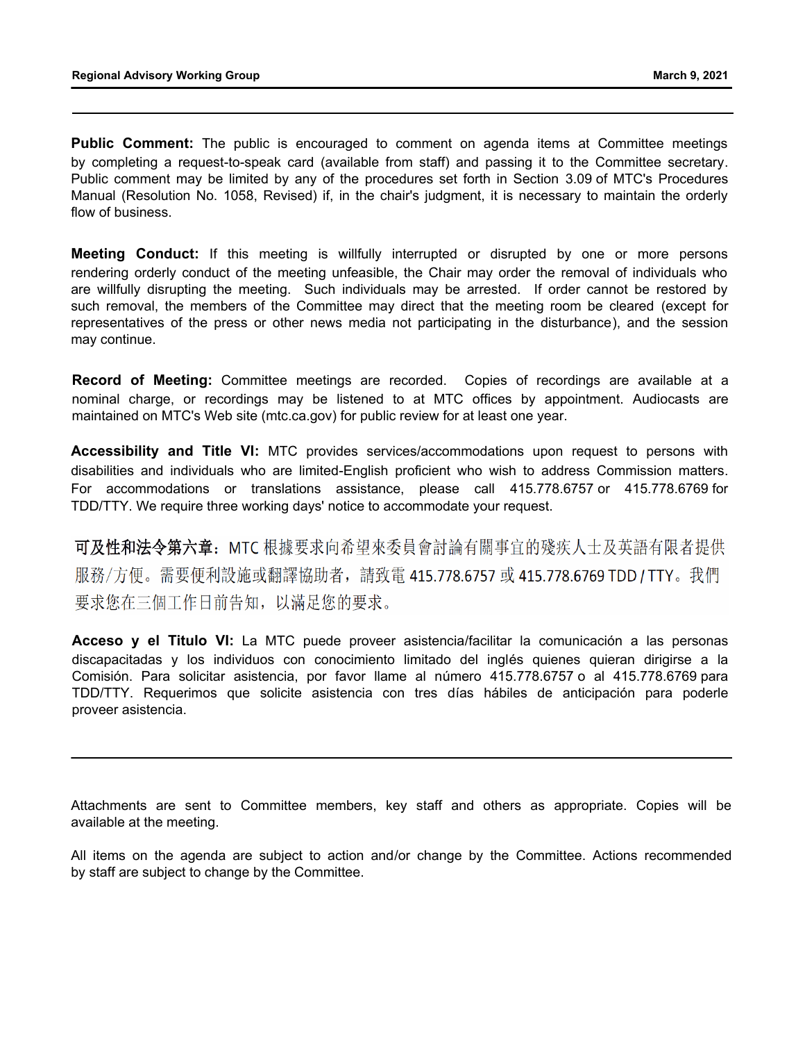**Public Comment:** The public is encouraged to comment on agenda items at Committee meetings by completing a request-to-speak card (available from staff) and passing it to the Committee secretary. Public comment may be limited by any of the procedures set forth in Section 3.09 of MTC's Procedures Manual (Resolution No. 1058, Revised) if, in the chair's judgment, it is necessary to maintain the orderly flow of business.

**Meeting Conduct:** If this meeting is willfully interrupted or disrupted by one or more persons rendering orderly conduct of the meeting unfeasible, the Chair may order the removal of individuals who are willfully disrupting the meeting. Such individuals may be arrested. If order cannot be restored by such removal, the members of the Committee may direct that the meeting room be cleared (except for representatives of the press or other news media not participating in the disturbance), and the session may continue.

**Record of Meeting:** Committee meetings are recorded. Copies of recordings are available at a nominal charge, or recordings may be listened to at MTC offices by appointment. Audiocasts are maintained on MTC's Web site (mtc.ca.gov) for public review for at least one year.

**Accessibility and Title VI:** MTC provides services/accommodations upon request to persons with disabilities and individuals who are limited-English proficient who wish to address Commission matters. For accommodations or translations assistance, please call 415.778.6757 or 415.778.6769 for TDD/TTY. We require three working days' notice to accommodate your request.

**可及性和法令第六章**：MTC 根據要求向希望來委員會討論有關事宜的殘疾人士及英語有限者提供服務/方便。需要便利設施或翻譯協助者，請致電 415.778.6757 或 415.778.6769 TDD / TTY。我們要求您在三個工作日前告知，以滿足您的要求。

**Acceso y el Titulo VI:** La MTC puede proveer asistencia/facilitar la comunicación a las personas discapacitadas y los individuos con conocimiento limitado del inglés quienes quieran dirigirse a la Comisión. Para solicitar asistencia, por favor llame al número 415.778.6757 o al 415.778.6769 para TDD/TTY. Requerimos que solicite asistencia con tres días hábiles de anticipación para poderle proveer asistencia.

---

Attachments are sent to Committee members, key staff and others as appropriate. Copies will be available at the meeting.

All items on the agenda are subject to action and/or change by the Committee. Actions recommended by staff are subject to change by the Committee.